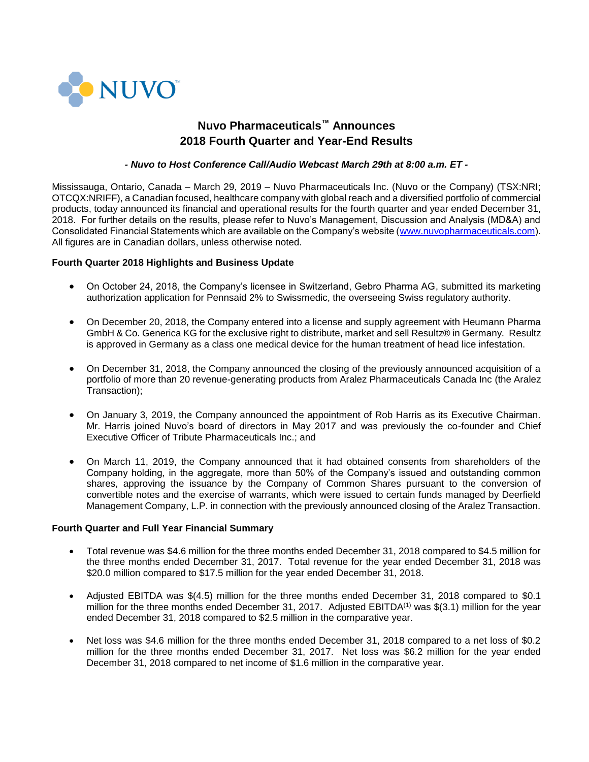NUVO™

# Nuvo Pharmaceuticals™ Announces 2018 Fourth Quarter and Year-End Results

***- Nuvo to Host Conference Call/Audio Webcast March 29th at 8:00 a.m. ET -***

Mississauga, Ontario, Canada – March 29, 2019 – Nuvo Pharmaceuticals Inc. (Nuvo or the Company) (TSX:NRI; OTCQX:NRIFF), a Canadian focused, healthcare company with global reach and a diversified portfolio of commercial products, today announced its financial and operational results for the fourth quarter and year ended December 31, 2018. For further details on the results, please refer to Nuvo's Management, Discussion and Analysis (MD&A) and Consolidated Financial Statements which are available on the Company's website (www.nuvopharmaceuticals.com). All figures are in Canadian dollars, unless otherwise noted.

**Fourth Quarter 2018 Highlights and Business Update**

- On October 24, 2018, the Company's licensee in Switzerland, Gebro Pharma AG, submitted its marketing authorization application for Pennsaid 2% to Swissmedic, the overseeing Swiss regulatory authority.
- On December 20, 2018, the Company entered into a license and supply agreement with Heumann Pharma GmbH & Co. Generica KG for the exclusive right to distribute, market and sell Resultz® in Germany. Resultz is approved in Germany as a class one medical device for the human treatment of head lice infestation.
- On December 31, 2018, the Company announced the closing of the previously announced acquisition of a portfolio of more than 20 revenue-generating products from Aralez Pharmaceuticals Canada Inc (the Aralez Transaction);
- On January 3, 2019, the Company announced the appointment of Rob Harris as its Executive Chairman. Mr. Harris joined Nuvo's board of directors in May 2017 and was previously the co-founder and Chief Executive Officer of Tribute Pharmaceuticals Inc.; and
- On March 11, 2019, the Company announced that it had obtained consents from shareholders of the Company holding, in the aggregate, more than 50% of the Company's issued and outstanding common shares, approving the issuance by the Company of Common Shares pursuant to the conversion of convertible notes and the exercise of warrants, which were issued to certain funds managed by Deerfield Management Company, L.P. in connection with the previously announced closing of the Aralez Transaction.

**Fourth Quarter and Full Year Financial Summary**

- Total revenue was $4.6 million for the three months ended December 31, 2018 compared to $4.5 million for the three months ended December 31, 2017. Total revenue for the year ended December 31, 2018 was $20.0 million compared to $17.5 million for the year ended December 31, 2018.
- Adjusted EBITDA was $(4.5) million for the three months ended December 31, 2018 compared to $0.1 million for the three months ended December 31, 2017. Adjusted EBITDA[1] was $(3.1) million for the year ended December 31, 2018 compared to $2.5 million in the comparative year.
- Net loss was $4.6 million for the three months ended December 31, 2018 compared to a net loss of $0.2 million for the three months ended December 31, 2017. Net loss was $6.2 million for the year ended December 31, 2018 compared to net income of $1.6 million in the comparative year.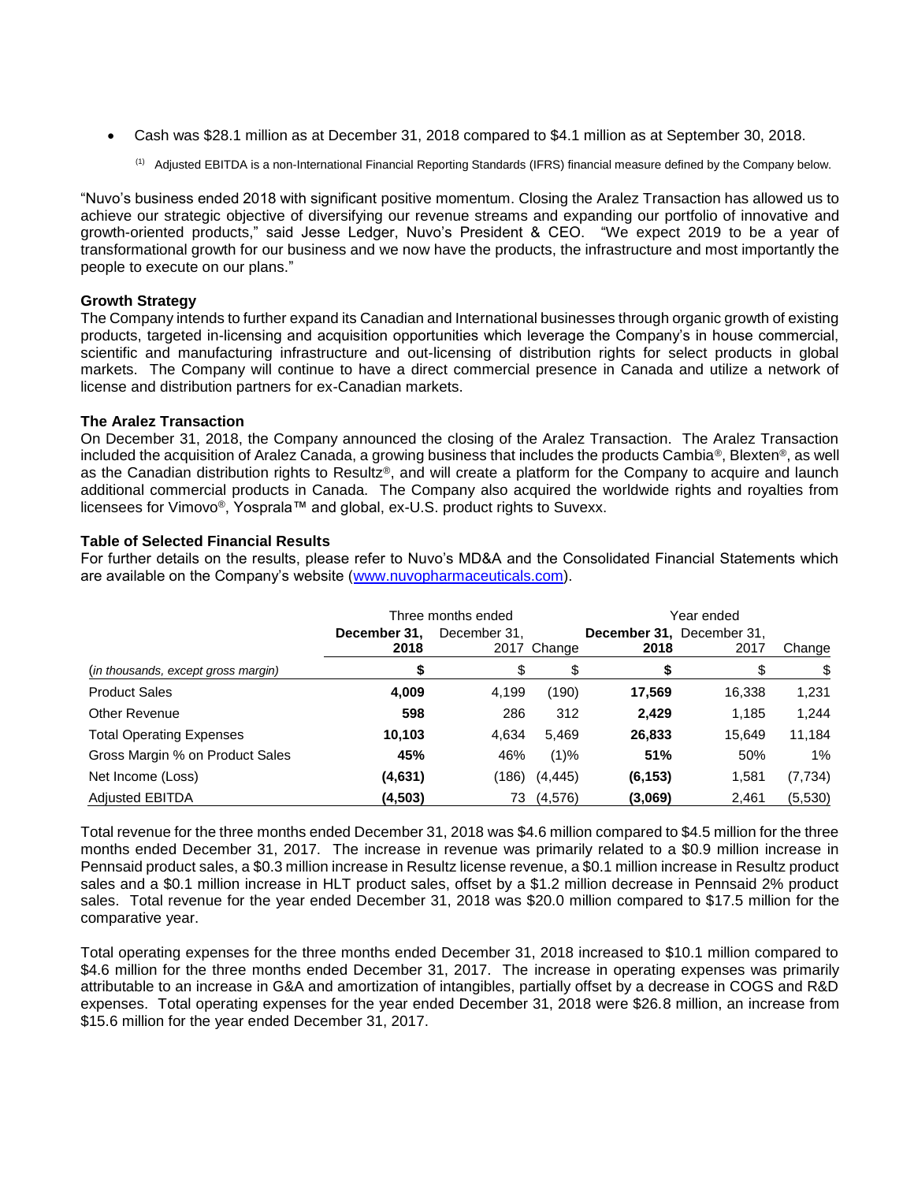- Cash was $28.1 million as at December 31, 2018 compared to $4.1 million as at September 30, 2018.

  (1) Adjusted EBITDA is a non-International Financial Reporting Standards (IFRS) financial measure defined by the Company below.

"Nuvo's business ended 2018 with significant positive momentum. Closing the Aralez Transaction has allowed us to achieve our strategic objective of diversifying our revenue streams and expanding our portfolio of innovative and growth-oriented products," said Jesse Ledger, Nuvo's President & CEO. "We expect 2019 to be a year of transformational growth for our business and we now have the products, the infrastructure and most importantly the people to execute on our plans."

**Growth Strategy**

The Company intends to further expand its Canadian and International businesses through organic growth of existing products, targeted in-licensing and acquisition opportunities which leverage the Company's in house commercial, scientific and manufacturing infrastructure and out-licensing of distribution rights for select products in global markets. The Company will continue to have a direct commercial presence in Canada and utilize a network of license and distribution partners for ex-Canadian markets.

**The Aralez Transaction**

On December 31, 2018, the Company announced the closing of the Aralez Transaction. The Aralez Transaction included the acquisition of Aralez Canada, a growing business that includes the products Cambia®, Blexten®, as well as the Canadian distribution rights to Resultz®, and will create a platform for the Company to acquire and launch additional commercial products in Canada. The Company also acquired the worldwide rights and royalties from licensees for Vimovo®, Yosprala™ and global, ex-U.S. product rights to Suvexx.

**Table of Selected Financial Results**

For further details on the results, please refer to Nuvo's MD&A and the Consolidated Financial Statements which are available on the Company's website (www.nuvopharmaceuticals.com).

| | Three months ended | | | Year ended | | |
|---|---|---|---|---|---|---|
| | **December 31, 2018** | December 31, 2017 | Change | **December 31, 2018** | December 31, 2017 | Change |
| *(in thousands, except gross margin)* | **$** | $ | $ | **$** | $ | $ |
| Product Sales | **4,009** | 4,199 | (190) | **17,569** | 16,338 | 1,231 |
| Other Revenue | **598** | 286 | 312 | **2,429** | 1,185 | 1,244 |
| Total Operating Expenses | **10,103** | 4,634 | 5,469 | **26,833** | 15,649 | 11,184 |
| Gross Margin % on Product Sales | **45%** | 46% | (1)% | **51%** | 50% | 1% |
| Net Income (Loss) | **(4,631)** | (186) | (4,445) | **(6,153)** | 1,581 | (7,734) |
| Adjusted EBITDA | **(4,503)** | 73 | (4,576) | **(3,069)** | 2,461 | (5,530) |

Total revenue for the three months ended December 31, 2018 was $4.6 million compared to $4.5 million for the three months ended December 31, 2017. The increase in revenue was primarily related to a $0.9 million increase in Pennsaid product sales, a $0.3 million increase in Resultz license revenue, a $0.1 million increase in Resultz product sales and a $0.1 million increase in HLT product sales, offset by a $1.2 million decrease in Pennsaid 2% product sales. Total revenue for the year ended December 31, 2018 was $20.0 million compared to $17.5 million for the comparative year.

Total operating expenses for the three months ended December 31, 2018 increased to $10.1 million compared to $4.6 million for the three months ended December 31, 2017. The increase in operating expenses was primarily attributable to an increase in G&A and amortization of intangibles, partially offset by a decrease in COGS and R&D expenses. Total operating expenses for the year ended December 31, 2018 were $26.8 million, an increase from $15.6 million for the year ended December 31, 2017.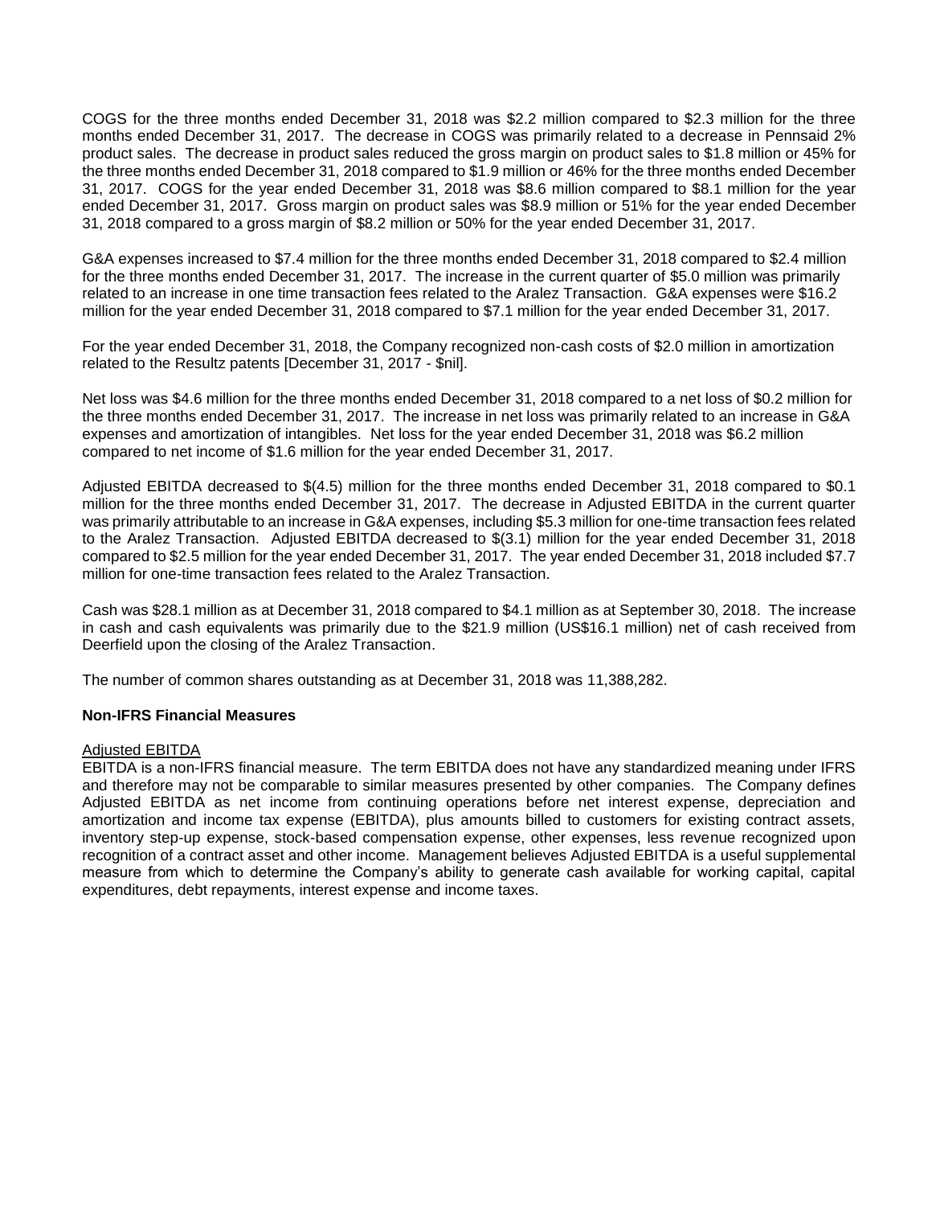COGS for the three months ended December 31, 2018 was $2.2 million compared to $2.3 million for the three months ended December 31, 2017. The decrease in COGS was primarily related to a decrease in Pennsaid 2% product sales. The decrease in product sales reduced the gross margin on product sales to $1.8 million or 45% for the three months ended December 31, 2018 compared to $1.9 million or 46% for the three months ended December 31, 2017. COGS for the year ended December 31, 2018 was $8.6 million compared to $8.1 million for the year ended December 31, 2017. Gross margin on product sales was $8.9 million or 51% for the year ended December 31, 2018 compared to a gross margin of $8.2 million or 50% for the year ended December 31, 2017.

G&A expenses increased to $7.4 million for the three months ended December 31, 2018 compared to $2.4 million for the three months ended December 31, 2017. The increase in the current quarter of $5.0 million was primarily related to an increase in one time transaction fees related to the Aralez Transaction. G&A expenses were $16.2 million for the year ended December 31, 2018 compared to $7.1 million for the year ended December 31, 2017.

For the year ended December 31, 2018, the Company recognized non-cash costs of $2.0 million in amortization related to the Resultz patents [December 31, 2017 - $nil].

Net loss was $4.6 million for the three months ended December 31, 2018 compared to a net loss of $0.2 million for the three months ended December 31, 2017. The increase in net loss was primarily related to an increase in G&A expenses and amortization of intangibles. Net loss for the year ended December 31, 2018 was $6.2 million compared to net income of $1.6 million for the year ended December 31, 2017.

Adjusted EBITDA decreased to $(4.5) million for the three months ended December 31, 2018 compared to $0.1 million for the three months ended December 31, 2017. The decrease in Adjusted EBITDA in the current quarter was primarily attributable to an increase in G&A expenses, including $5.3 million for one-time transaction fees related to the Aralez Transaction. Adjusted EBITDA decreased to $(3.1) million for the year ended December 31, 2018 compared to $2.5 million for the year ended December 31, 2017. The year ended December 31, 2018 included $7.7 million for one-time transaction fees related to the Aralez Transaction.

Cash was $28.1 million as at December 31, 2018 compared to $4.1 million as at September 30, 2018. The increase in cash and cash equivalents was primarily due to the $21.9 million (US$16.1 million) net of cash received from Deerfield upon the closing of the Aralez Transaction.

The number of common shares outstanding as at December 31, 2018 was 11,388,282.

**Non-IFRS Financial Measures**

Adjusted EBITDA

EBITDA is a non-IFRS financial measure. The term EBITDA does not have any standardized meaning under IFRS and therefore may not be comparable to similar measures presented by other companies. The Company defines Adjusted EBITDA as net income from continuing operations before net interest expense, depreciation and amortization and income tax expense (EBITDA), plus amounts billed to customers for existing contract assets, inventory step-up expense, stock-based compensation expense, other expenses, less revenue recognized upon recognition of a contract asset and other income. Management believes Adjusted EBITDA is a useful supplemental measure from which to determine the Company's ability to generate cash available for working capital, capital expenditures, debt repayments, interest expense and income taxes.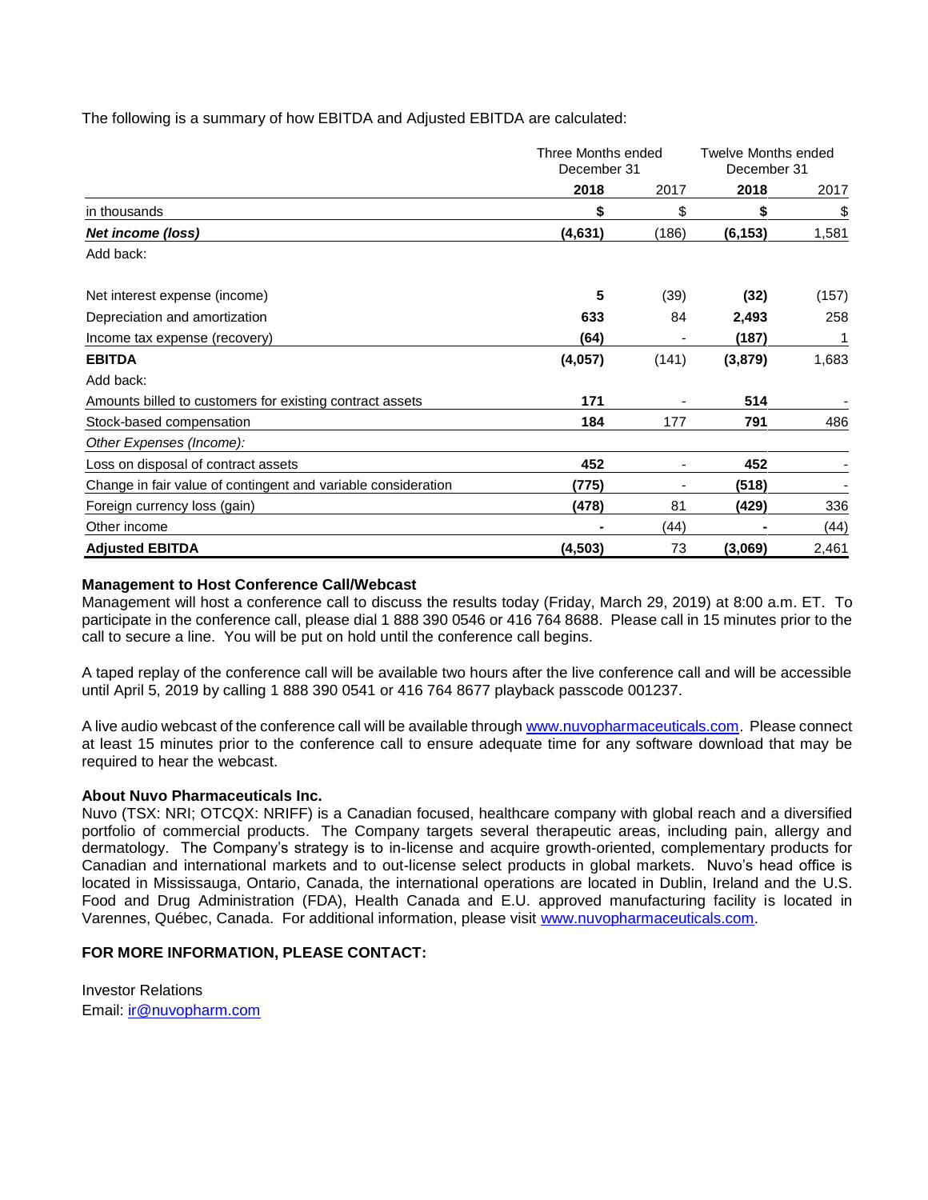The following is a summary of how EBITDA and Adjusted EBITDA are calculated:

| | Three Months ended December 31 | | Twelve Months ended December 31 | |
|---|---|---|---|---|
| | **2018** | 2017 | **2018** | 2017 |
| in thousands | **$** | $ | **$** | $ |
| ***Net income (loss)*** | **(4,631)** | (186) | **(6,153)** | 1,581 |
| Add back: | | | | |
| Net interest expense (income) | **5** | (39) | **(32)** | (157) |
| Depreciation and amortization | **633** | 84 | **2,493** | 258 |
| Income tax expense (recovery) | **(64)** | - | **(187)** | 1 |
| **EBITDA** | **(4,057)** | (141) | **(3,879)** | 1,683 |
| Add back: | | | | |
| Amounts billed to customers for existing contract assets | **171** | - | **514** | - |
| Stock-based compensation | **184** | 177 | **791** | 486 |
| *Other Expenses (Income):* | | | | |
| Loss on disposal of contract assets | **452** | - | **452** | - |
| Change in fair value of contingent and variable consideration | **(775)** | - | **(518)** | - |
| Foreign currency loss (gain) | **(478)** | 81 | **(429)** | 336 |
| Other income | **-** | (44) | **-** | (44) |
| **Adjusted EBITDA** | **(4,503)** | 73 | **(3,069)** | 2,461 |

**Management to Host Conference Call/Webcast**

Management will host a conference call to discuss the results today (Friday, March 29, 2019) at 8:00 a.m. ET. To participate in the conference call, please dial 1 888 390 0546 or 416 764 8688. Please call in 15 minutes prior to the call to secure a line. You will be put on hold until the conference call begins.

A taped replay of the conference call will be available two hours after the live conference call and will be accessible until April 5, 2019 by calling 1 888 390 0541 or 416 764 8677 playback passcode 001237.

A live audio webcast of the conference call will be available through www.nuvopharmaceuticals.com. Please connect at least 15 minutes prior to the conference call to ensure adequate time for any software download that may be required to hear the webcast.

**About Nuvo Pharmaceuticals Inc.**

Nuvo (TSX: NRI; OTCQX: NRIFF) is a Canadian focused, healthcare company with global reach and a diversified portfolio of commercial products. The Company targets several therapeutic areas, including pain, allergy and dermatology. The Company's strategy is to in-license and acquire growth-oriented, complementary products for Canadian and international markets and to out-license select products in global markets. Nuvo's head office is located in Mississauga, Ontario, Canada, the international operations are located in Dublin, Ireland and the U.S. Food and Drug Administration (FDA), Health Canada and E.U. approved manufacturing facility is located in Varennes, Québec, Canada. For additional information, please visit www.nuvopharmaceuticals.com.

**FOR MORE INFORMATION, PLEASE CONTACT:**

Investor Relations
Email: ir@nuvopharm.com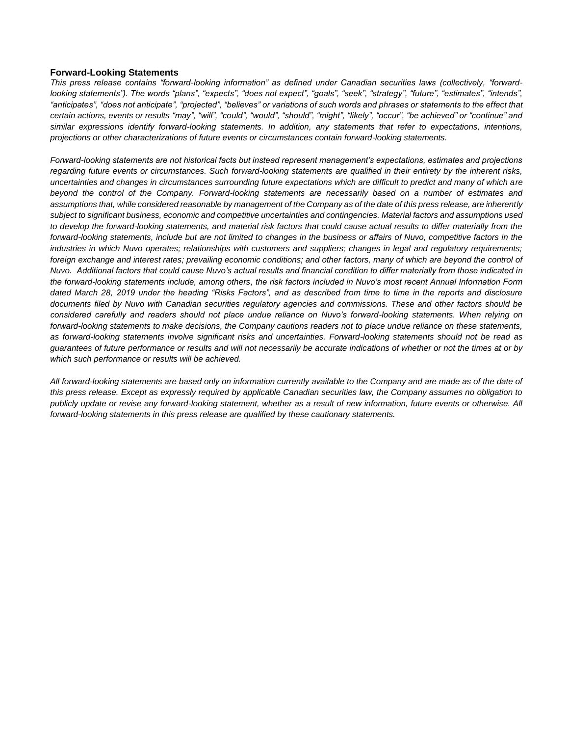## Forward-Looking Statements

*This press release contains "forward-looking information" as defined under Canadian securities laws (collectively, "forward-looking statements"). The words "plans", "expects", "does not expect", "goals", "seek", "strategy", "future", "estimates", "intends", "anticipates", "does not anticipate", "projected", "believes" or variations of such words and phrases or statements to the effect that certain actions, events or results "may", "will", "could", "would", "should", "might", "likely", "occur", "be achieved" or "continue" and similar expressions identify forward-looking statements. In addition, any statements that refer to expectations, intentions, projections or other characterizations of future events or circumstances contain forward-looking statements.*

*Forward-looking statements are not historical facts but instead represent management's expectations, estimates and projections regarding future events or circumstances. Such forward-looking statements are qualified in their entirety by the inherent risks, uncertainties and changes in circumstances surrounding future expectations which are difficult to predict and many of which are beyond the control of the Company. Forward-looking statements are necessarily based on a number of estimates and assumptions that, while considered reasonable by management of the Company as of the date of this press release, are inherently subject to significant business, economic and competitive uncertainties and contingencies. Material factors and assumptions used to develop the forward-looking statements, and material risk factors that could cause actual results to differ materially from the forward-looking statements, include but are not limited to changes in the business or affairs of Nuvo, competitive factors in the industries in which Nuvo operates; relationships with customers and suppliers; changes in legal and regulatory requirements; foreign exchange and interest rates; prevailing economic conditions; and other factors, many of which are beyond the control of Nuvo. Additional factors that could cause Nuvo's actual results and financial condition to differ materially from those indicated in the forward-looking statements include, among others, the risk factors included in Nuvo's most recent Annual Information Form dated March 28, 2019 under the heading "Risks Factors", and as described from time to time in the reports and disclosure documents filed by Nuvo with Canadian securities regulatory agencies and commissions. These and other factors should be considered carefully and readers should not place undue reliance on Nuvo's forward-looking statements. When relying on forward-looking statements to make decisions, the Company cautions readers not to place undue reliance on these statements, as forward-looking statements involve significant risks and uncertainties. Forward-looking statements should not be read as guarantees of future performance or results and will not necessarily be accurate indications of whether or not the times at or by which such performance or results will be achieved.*

*All forward-looking statements are based only on information currently available to the Company and are made as of the date of this press release. Except as expressly required by applicable Canadian securities law, the Company assumes no obligation to publicly update or revise any forward-looking statement, whether as a result of new information, future events or otherwise. All forward-looking statements in this press release are qualified by these cautionary statements.*